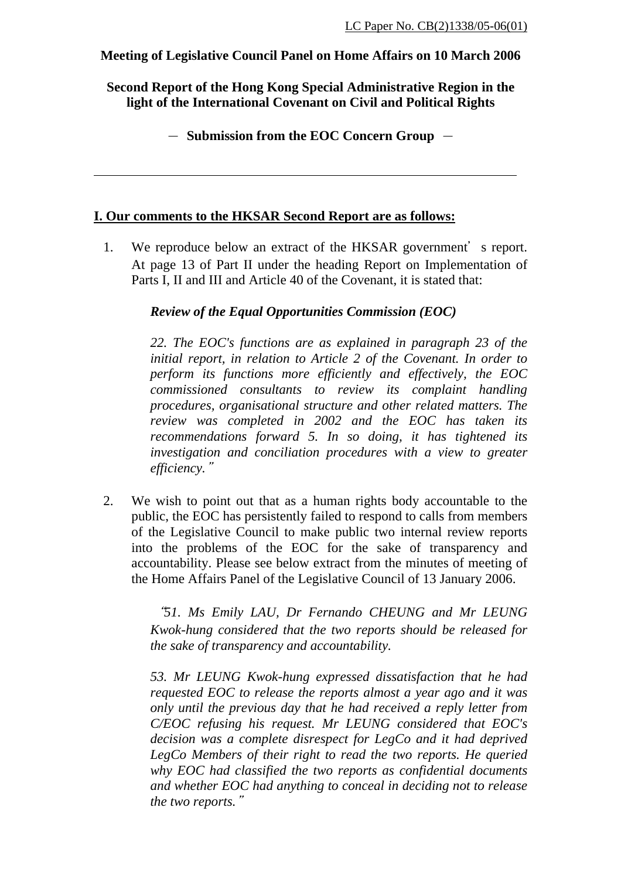LC Paper No. CB(2)1338/05-06(01)

**Meeting of Legislative Council Panel on Home Affairs on 10 March 2006**

**Second Report of the Hong Kong Special Administrative Region in the light of the International Covenant on Civil and Political Rights**

**－ Submission from the EOC Concern Group －**

---

## I. Our comments to the HKSAR Second Report are as follows:

1. We reproduce below an extract of the HKSAR government's report. At page 13 of Part II under the heading Report on Implementation of Parts I, II and III and Article 40 of the Covenant, it is stated that:

   ***Review of the Equal Opportunities Commission (EOC)***

   *22. The EOC's functions are as explained in paragraph 23 of the initial report, in relation to Article 2 of the Covenant. In order to perform its functions more efficiently and effectively, the EOC commissioned consultants to review its complaint handling procedures, organisational structure and other related matters. The review was completed in 2002 and the EOC has taken its recommendations forward 5. In so doing, it has tightened its investigation and conciliation procedures with a view to greater efficiency."*

2. We wish to point out that as a human rights body accountable to the public, the EOC has persistently failed to respond to calls from members of the Legislative Council to make public two internal review reports into the problems of the EOC for the sake of transparency and accountability. Please see below extract from the minutes of meeting of the Home Affairs Panel of the Legislative Council of 13 January 2006.

   *"51. Ms Emily LAU, Dr Fernando CHEUNG and Mr LEUNG Kwok-hung considered that the two reports should be released for the sake of transparency and accountability.*

   *53. Mr LEUNG Kwok-hung expressed dissatisfaction that he had requested EOC to release the reports almost a year ago and it was only until the previous day that he had received a reply letter from C/EOC refusing his request. Mr LEUNG considered that EOC's decision was a complete disrespect for LegCo and it had deprived LegCo Members of their right to read the two reports. He queried why EOC had classified the two reports as confidential documents and whether EOC had anything to conceal in deciding not to release the two reports."*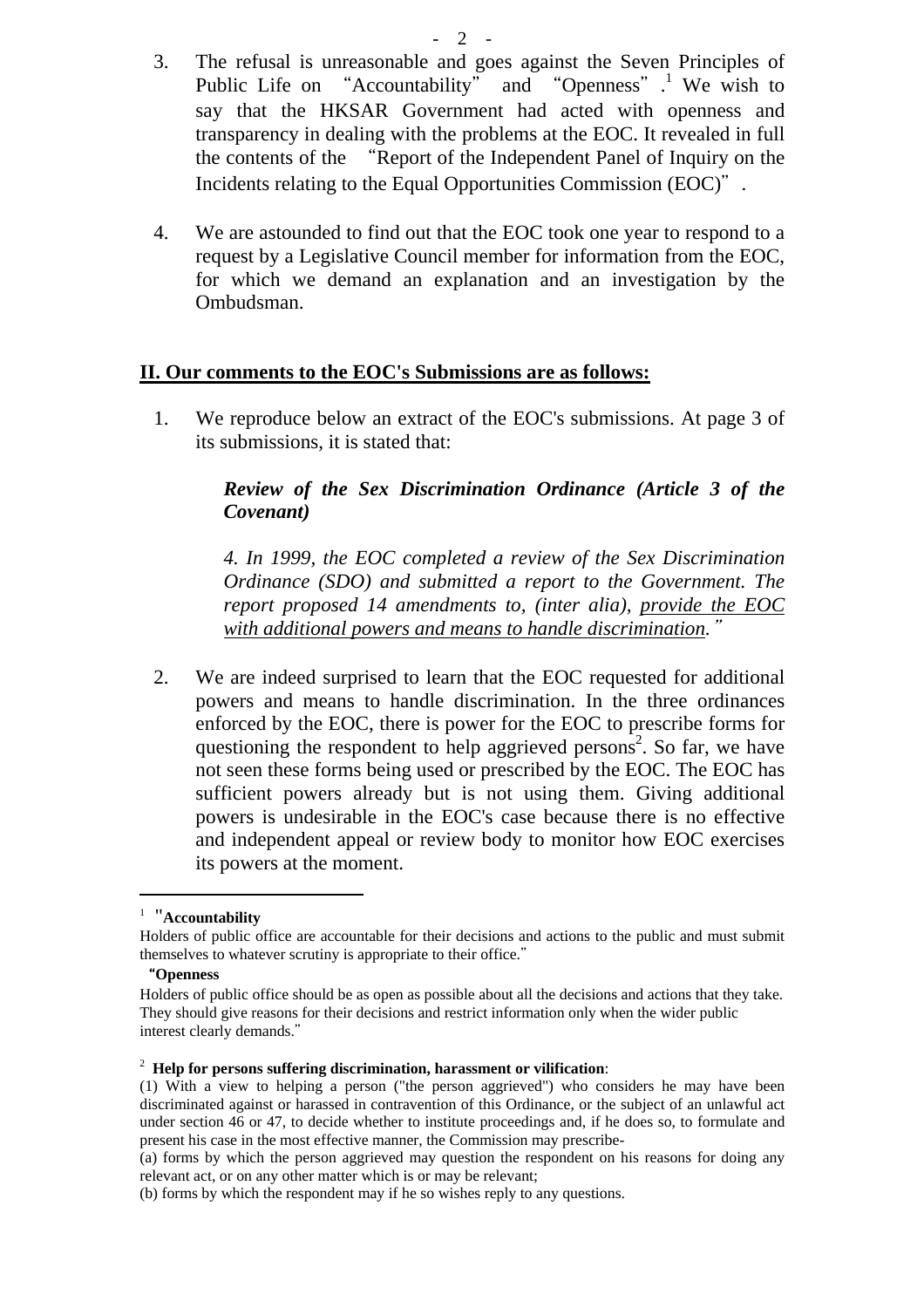3. The refusal is unreasonable and goes against the Seven Principles of Public Life on "Accountability" and "Openness".[1] We wish to say that the HKSAR Government had acted with openness and transparency in dealing with the problems at the EOC. It revealed in full the contents of the "Report of the Independent Panel of Inquiry on the Incidents relating to the Equal Opportunities Commission (EOC)".

4. We are astounded to find out that the EOC took one year to respond to a request by a Legislative Council member for information from the EOC, for which we demand an explanation and an investigation by the Ombudsman.

## II. Our comments to the EOC's Submissions are as follows:

1. We reproduce below an extract of the EOC's submissions. At page 3 of its submissions, it is stated that:

   ***Review of the Sex Discrimination Ordinance (Article 3 of the Covenant)***

   *4. In 1999, the EOC completed a review of the Sex Discrimination Ordinance (SDO) and submitted a report to the Government. The report proposed 14 amendments to, (inter alia), <u>provide the EOC with additional powers and means to handle discrimination</u>."*

2. We are indeed surprised to learn that the EOC requested for additional powers and means to handle discrimination. In the three ordinances enforced by the EOC, there is power for the EOC to prescribe forms for questioning the respondent to help aggrieved persons[2]. So far, we have not seen these forms being used or prescribed by the EOC. The EOC has sufficient powers already but is not using them. Giving additional powers is undesirable in the EOC's case because there is no effective and independent appeal or review body to monitor how EOC exercises its powers at the moment.

---

[1] "**Accountability**

Holders of public office are accountable for their decisions and actions to the public and must submit themselves to whatever scrutiny is appropriate to their office."

"**Openness**

Holders of public office should be as open as possible about all the decisions and actions that they take. They should give reasons for their decisions and restrict information only when the wider public interest clearly demands."

[2] **Help for persons suffering discrimination, harassment or vilification**:

(1) With a view to helping a person ("the person aggrieved") who considers he may have been discriminated against or harassed in contravention of this Ordinance, or the subject of an unlawful act under section 46 or 47, to decide whether to institute proceedings and, if he does so, to formulate and present his case in the most effective manner, the Commission may prescribe-

(a) forms by which the person aggrieved may question the respondent on his reasons for doing any relevant act, or on any other matter which is or may be relevant;

(b) forms by which the respondent may if he so wishes reply to any questions.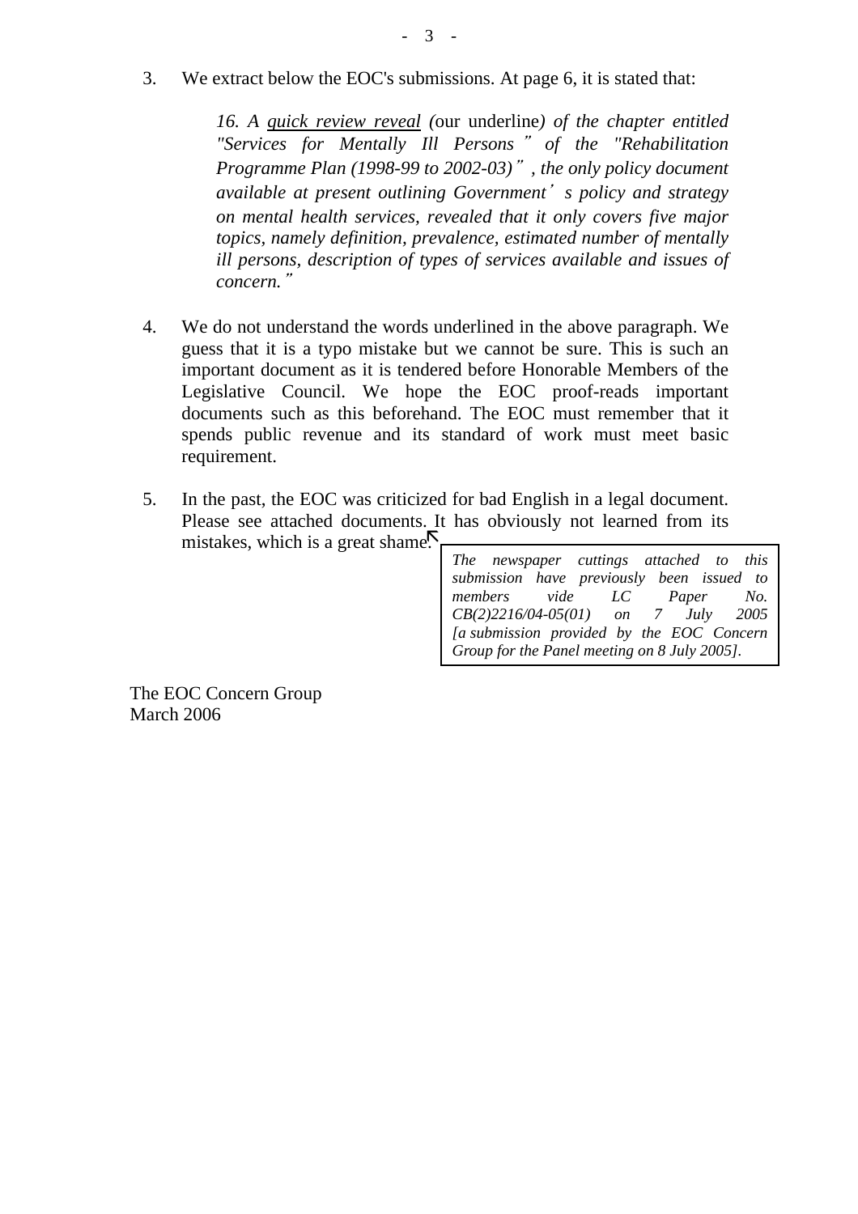3. We extract below the EOC's submissions. At page 6, it is stated that:

> *16. A* *__quick review reveal__* *(*our underline*) of the chapter entitled "Services for Mentally Ill Persons" of the "Rehabilitation Programme Plan (1998-99 to 2002-03)", the only policy document available at present outlining Government's policy and strategy on mental health services, revealed that it only covers five major topics, namely definition, prevalence, estimated number of mentally ill persons, description of types of services available and issues of concern."*

4. We do not understand the words underlined in the above paragraph. We guess that it is a typo mistake but we cannot be sure. This is such an important document as it is tendered before Honorable Members of the Legislative Council. We hope the EOC proof-reads important documents such as this beforehand. The EOC must remember that it spends public revenue and its standard of work must meet basic requirement.

5. In the past, the EOC was criticized for bad English in a legal document. Please see attached documents. It has obviously not learned from its mistakes, which is a great shame.

> *The newspaper cuttings attached to this submission have previously been issued to members vide LC Paper No. CB(2)2216/04-05(01) on 7 July 2005 [a submission provided by the EOC Concern Group for the Panel meeting on 8 July 2005].*

The EOC Concern Group
March 2006